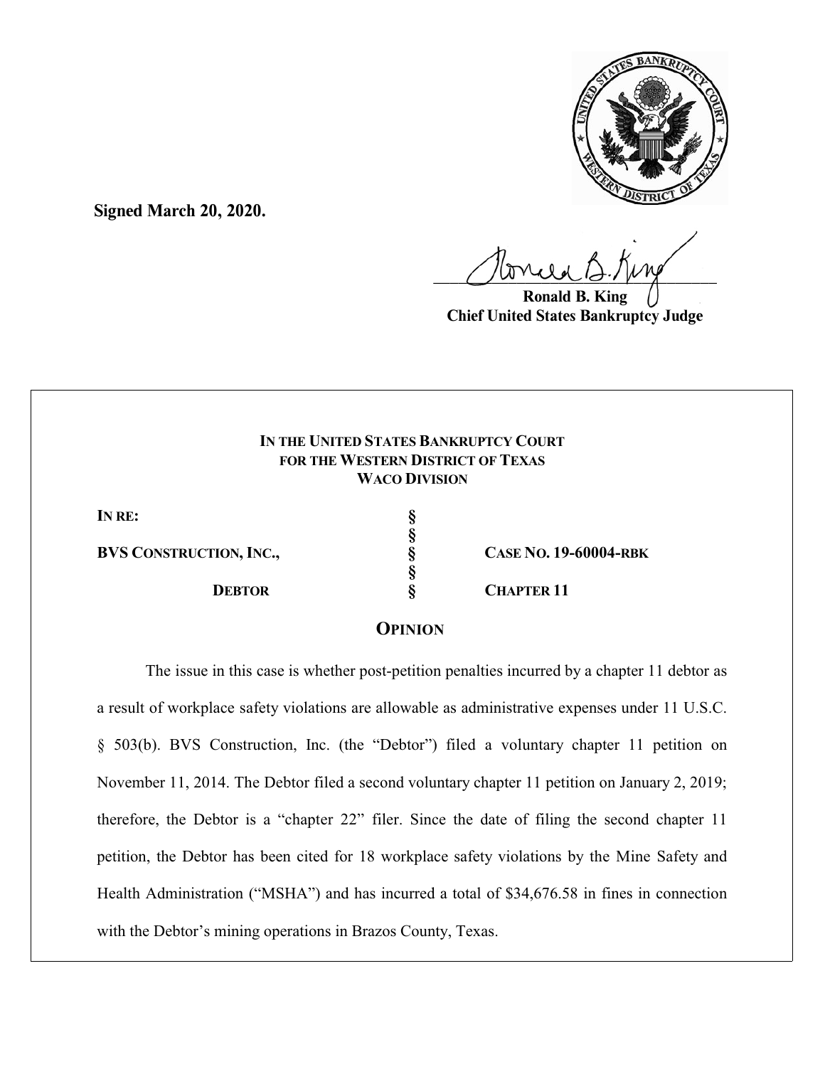**Signed March 20, 2020.**

Ronald B. King
**Chief United States Bankruptcy Judge**

**IN THE UNITED STATES BANKRUPTCY COURT**
**FOR THE WESTERN DISTRICT OF TEXAS**
**WACO DIVISION**

| | | |
|---|---|---|
| **IN RE:** | § | |
| | § | |
| **BVS CONSTRUCTION, INC.,** | § | **CASE NO. 19-60004-RBK** |
| | § | |
| **DEBTOR** | § | **CHAPTER 11** |

## OPINION

The issue in this case is whether post-petition penalties incurred by a chapter 11 debtor as a result of workplace safety violations are allowable as administrative expenses under 11 U.S.C. § 503(b). BVS Construction, Inc. (the "Debtor") filed a voluntary chapter 11 petition on November 11, 2014. The Debtor filed a second voluntary chapter 11 petition on January 2, 2019; therefore, the Debtor is a "chapter 22" filer. Since the date of filing the second chapter 11 petition, the Debtor has been cited for 18 workplace safety violations by the Mine Safety and Health Administration ("MSHA") and has incurred a total of $34,676.58 in fines in connection with the Debtor's mining operations in Brazos County, Texas.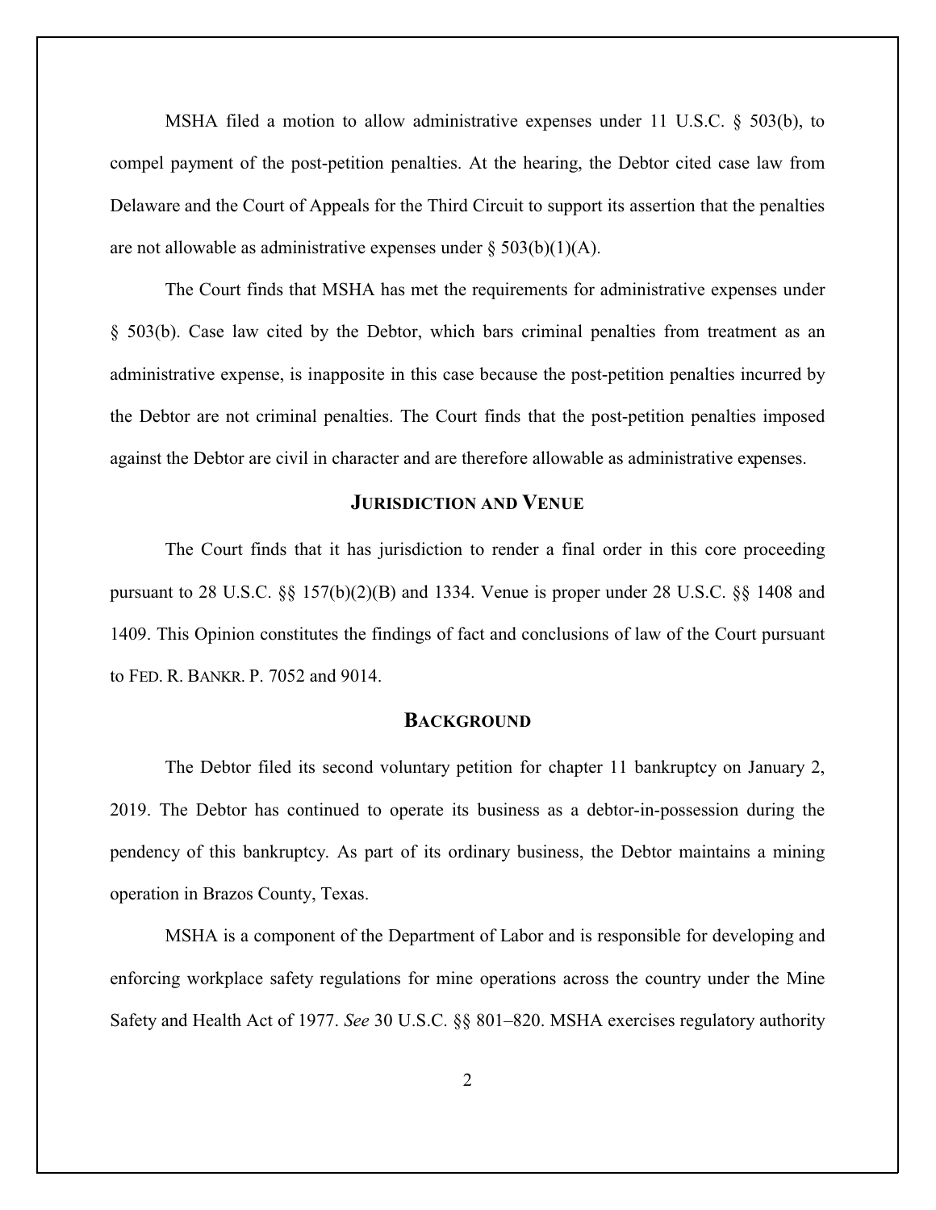MSHA filed a motion to allow administrative expenses under 11 U.S.C. § 503(b), to compel payment of the post-petition penalties. At the hearing, the Debtor cited case law from Delaware and the Court of Appeals for the Third Circuit to support its assertion that the penalties are not allowable as administrative expenses under § 503(b)(1)(A).

The Court finds that MSHA has met the requirements for administrative expenses under § 503(b). Case law cited by the Debtor, which bars criminal penalties from treatment as an administrative expense, is inapposite in this case because the post-petition penalties incurred by the Debtor are not criminal penalties. The Court finds that the post-petition penalties imposed against the Debtor are civil in character and are therefore allowable as administrative expenses.

## JURISDICTION AND VENUE

The Court finds that it has jurisdiction to render a final order in this core proceeding pursuant to 28 U.S.C. §§ 157(b)(2)(B) and 1334. Venue is proper under 28 U.S.C. §§ 1408 and 1409. This Opinion constitutes the findings of fact and conclusions of law of the Court pursuant to FED. R. BANKR. P. 7052 and 9014.

## BACKGROUND

The Debtor filed its second voluntary petition for chapter 11 bankruptcy on January 2, 2019. The Debtor has continued to operate its business as a debtor-in-possession during the pendency of this bankruptcy. As part of its ordinary business, the Debtor maintains a mining operation in Brazos County, Texas.

MSHA is a component of the Department of Labor and is responsible for developing and enforcing workplace safety regulations for mine operations across the country under the Mine Safety and Health Act of 1977. *See* 30 U.S.C. §§ 801–820. MSHA exercises regulatory authority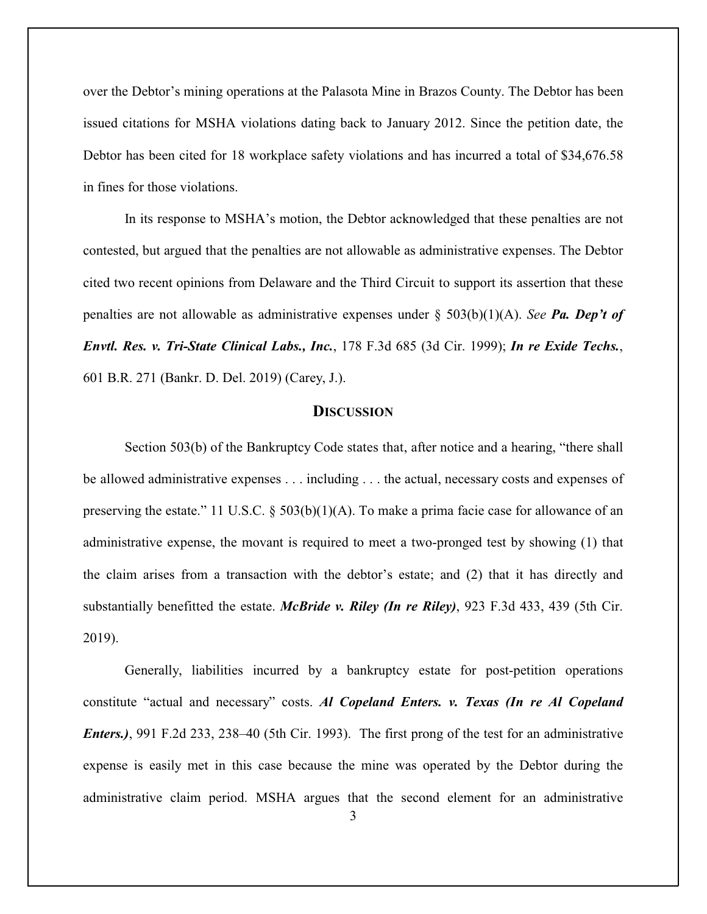over the Debtor's mining operations at the Palasota Mine in Brazos County. The Debtor has been issued citations for MSHA violations dating back to January 2012. Since the petition date, the Debtor has been cited for 18 workplace safety violations and has incurred a total of $34,676.58 in fines for those violations.

In its response to MSHA's motion, the Debtor acknowledged that these penalties are not contested, but argued that the penalties are not allowable as administrative expenses. The Debtor cited two recent opinions from Delaware and the Third Circuit to support its assertion that these penalties are not allowable as administrative expenses under § 503(b)(1)(A). *See* ***Pa. Dep't of Envtl. Res. v. Tri-State Clinical Labs., Inc.***, 178 F.3d 685 (3d Cir. 1999); ***In re Exide Techs.***, 601 B.R. 271 (Bankr. D. Del. 2019) (Carey, J.).

## DISCUSSION

Section 503(b) of the Bankruptcy Code states that, after notice and a hearing, "there shall be allowed administrative expenses . . . including . . . the actual, necessary costs and expenses of preserving the estate." 11 U.S.C. § 503(b)(1)(A). To make a prima facie case for allowance of an administrative expense, the movant is required to meet a two-pronged test by showing (1) that the claim arises from a transaction with the debtor's estate; and (2) that it has directly and substantially benefitted the estate. ***McBride v. Riley (In re Riley)***, 923 F.3d 433, 439 (5th Cir. 2019).

Generally, liabilities incurred by a bankruptcy estate for post-petition operations constitute "actual and necessary" costs. ***Al Copeland Enters. v. Texas (In re Al Copeland Enters.)***, 991 F.2d 233, 238–40 (5th Cir. 1993). The first prong of the test for an administrative expense is easily met in this case because the mine was operated by the Debtor during the administrative claim period. MSHA argues that the second element for an administrative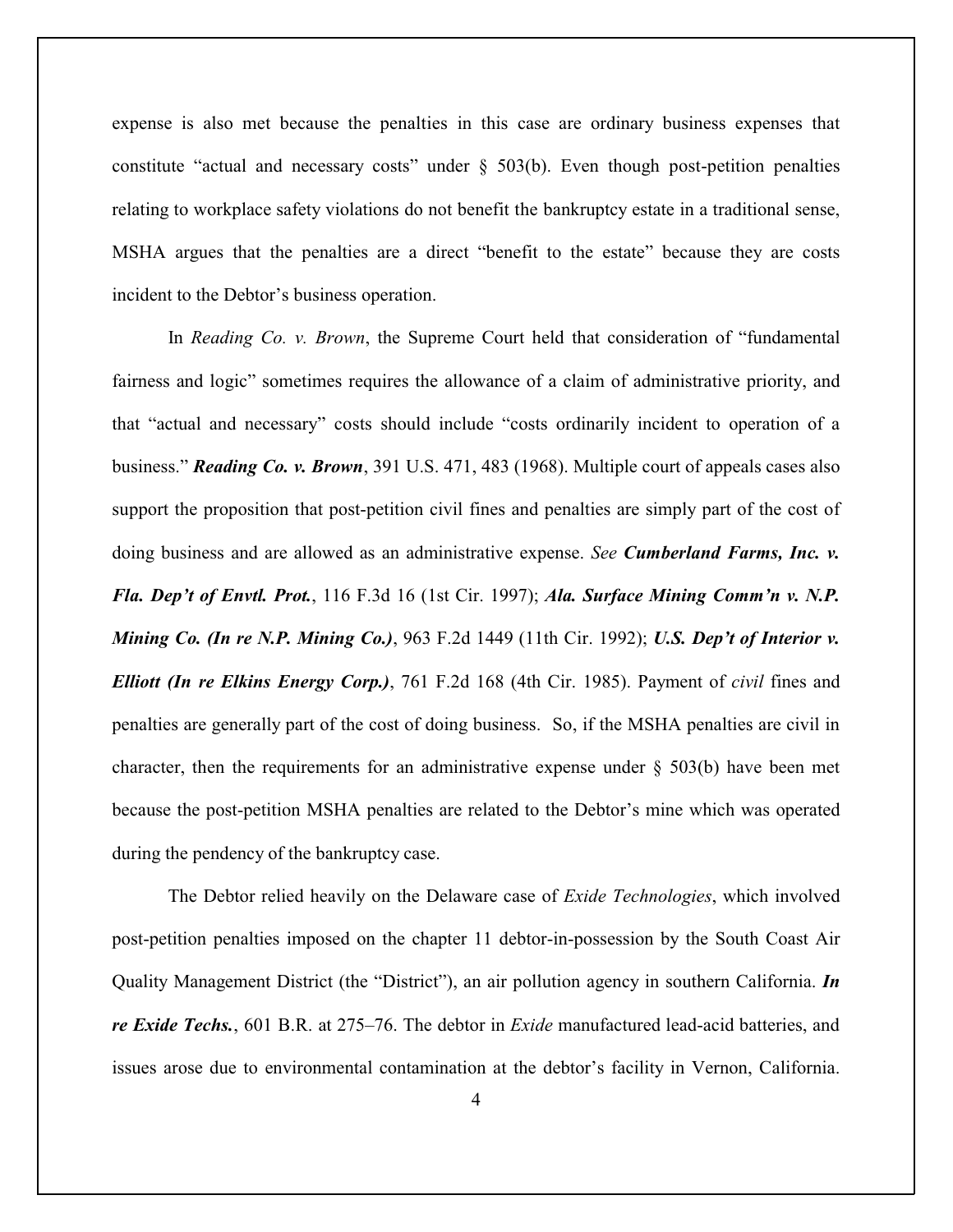expense is also met because the penalties in this case are ordinary business expenses that constitute "actual and necessary costs" under § 503(b). Even though post-petition penalties relating to workplace safety violations do not benefit the bankruptcy estate in a traditional sense, MSHA argues that the penalties are a direct "benefit to the estate" because they are costs incident to the Debtor's business operation.

In *Reading Co. v. Brown*, the Supreme Court held that consideration of "fundamental fairness and logic" sometimes requires the allowance of a claim of administrative priority, and that "actual and necessary" costs should include "costs ordinarily incident to operation of a business." ***Reading Co. v. Brown***, 391 U.S. 471, 483 (1968). Multiple court of appeals cases also support the proposition that post-petition civil fines and penalties are simply part of the cost of doing business and are allowed as an administrative expense. *See* ***Cumberland Farms, Inc. v. Fla. Dep't of Envtl. Prot.***, 116 F.3d 16 (1st Cir. 1997); ***Ala. Surface Mining Comm'n v. N.P. Mining Co. (In re N.P. Mining Co.)***, 963 F.2d 1449 (11th Cir. 1992); ***U.S. Dep't of Interior v. Elliott (In re Elkins Energy Corp.)***, 761 F.2d 168 (4th Cir. 1985). Payment of *civil* fines and penalties are generally part of the cost of doing business. So, if the MSHA penalties are civil in character, then the requirements for an administrative expense under § 503(b) have been met because the post-petition MSHA penalties are related to the Debtor's mine which was operated during the pendency of the bankruptcy case.

The Debtor relied heavily on the Delaware case of *Exide Technologies*, which involved post-petition penalties imposed on the chapter 11 debtor-in-possession by the South Coast Air Quality Management District (the "District"), an air pollution agency in southern California. ***In re Exide Techs.***, 601 B.R. at 275–76. The debtor in *Exide* manufactured lead-acid batteries, and issues arose due to environmental contamination at the debtor's facility in Vernon, California.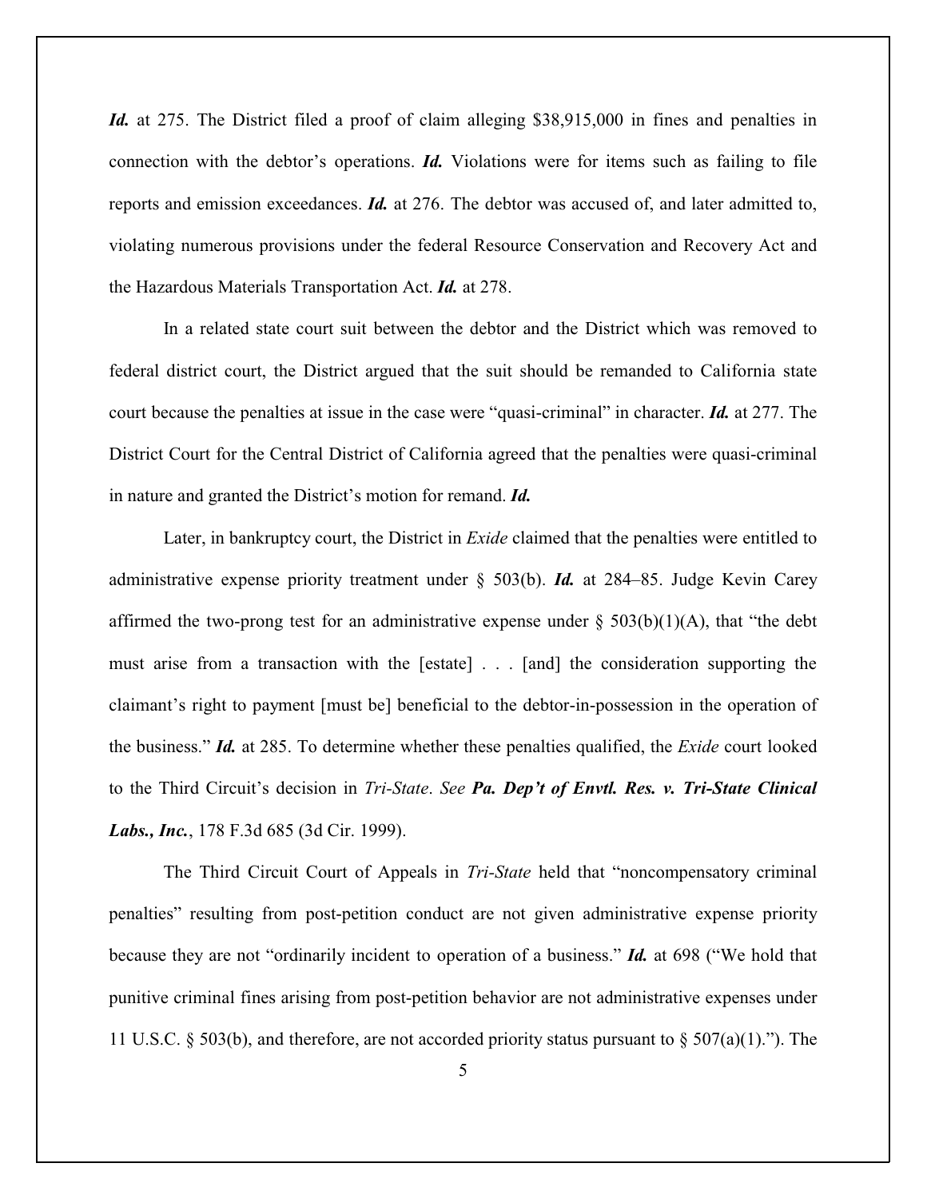***Id.*** at 275. The District filed a proof of claim alleging $38,915,000 in fines and penalties in connection with the debtor's operations. ***Id.*** Violations were for items such as failing to file reports and emission exceedances. ***Id.*** at 276. The debtor was accused of, and later admitted to, violating numerous provisions under the federal Resource Conservation and Recovery Act and the Hazardous Materials Transportation Act. ***Id.*** at 278.

In a related state court suit between the debtor and the District which was removed to federal district court, the District argued that the suit should be remanded to California state court because the penalties at issue in the case were "quasi-criminal" in character. ***Id.*** at 277. The District Court for the Central District of California agreed that the penalties were quasi-criminal in nature and granted the District's motion for remand. ***Id.***

Later, in bankruptcy court, the District in *Exide* claimed that the penalties were entitled to administrative expense priority treatment under § 503(b). ***Id.*** at 284–85. Judge Kevin Carey affirmed the two-prong test for an administrative expense under § 503(b)(1)(A), that "the debt must arise from a transaction with the [estate] . . . [and] the consideration supporting the claimant's right to payment [must be] beneficial to the debtor-in-possession in the operation of the business." ***Id.*** at 285. To determine whether these penalties qualified, the *Exide* court looked to the Third Circuit's decision in *Tri-State*. *See* ***Pa. Dep't of Envtl. Res. v. Tri-State Clinical Labs., Inc.***, 178 F.3d 685 (3d Cir. 1999).

The Third Circuit Court of Appeals in *Tri-State* held that "noncompensatory criminal penalties" resulting from post-petition conduct are not given administrative expense priority because they are not "ordinarily incident to operation of a business." ***Id.*** at 698 ("We hold that punitive criminal fines arising from post-petition behavior are not administrative expenses under 11 U.S.C. § 503(b), and therefore, are not accorded priority status pursuant to § 507(a)(1)."). The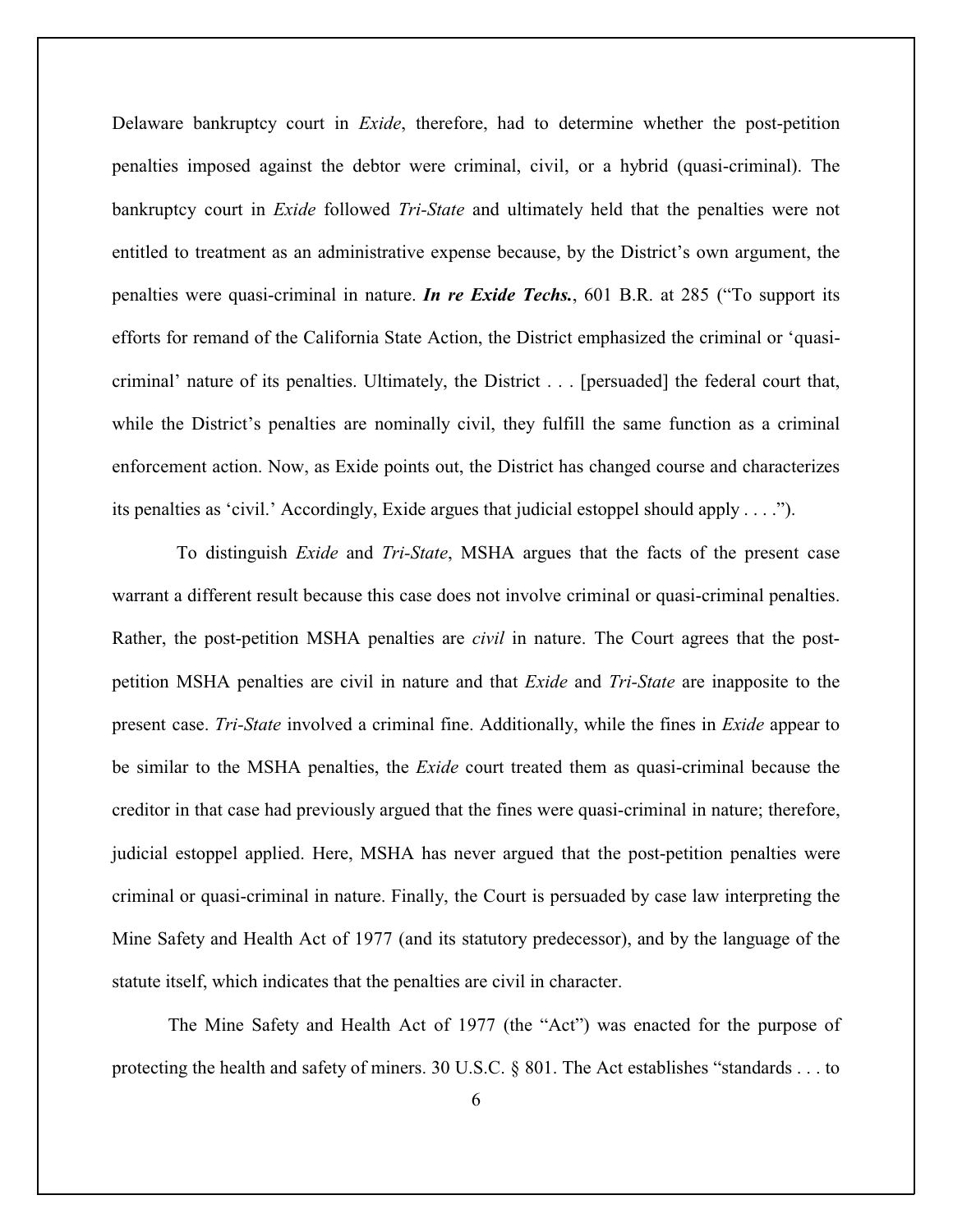Delaware bankruptcy court in *Exide*, therefore, had to determine whether the post-petition penalties imposed against the debtor were criminal, civil, or a hybrid (quasi-criminal). The bankruptcy court in *Exide* followed *Tri-State* and ultimately held that the penalties were not entitled to treatment as an administrative expense because, by the District's own argument, the penalties were quasi-criminal in nature. ***In re Exide Techs.***, 601 B.R. at 285 ("To support its efforts for remand of the California State Action, the District emphasized the criminal or 'quasi-criminal' nature of its penalties. Ultimately, the District . . . [persuaded] the federal court that, while the District's penalties are nominally civil, they fulfill the same function as a criminal enforcement action. Now, as Exide points out, the District has changed course and characterizes its penalties as 'civil.' Accordingly, Exide argues that judicial estoppel should apply . . . .").

To distinguish *Exide* and *Tri-State*, MSHA argues that the facts of the present case warrant a different result because this case does not involve criminal or quasi-criminal penalties. Rather, the post-petition MSHA penalties are *civil* in nature. The Court agrees that the post-petition MSHA penalties are civil in nature and that *Exide* and *Tri-State* are inapposite to the present case. *Tri-State* involved a criminal fine. Additionally, while the fines in *Exide* appear to be similar to the MSHA penalties, the *Exide* court treated them as quasi-criminal because the creditor in that case had previously argued that the fines were quasi-criminal in nature; therefore, judicial estoppel applied. Here, MSHA has never argued that the post-petition penalties were criminal or quasi-criminal in nature. Finally, the Court is persuaded by case law interpreting the Mine Safety and Health Act of 1977 (and its statutory predecessor), and by the language of the statute itself, which indicates that the penalties are civil in character.

The Mine Safety and Health Act of 1977 (the "Act") was enacted for the purpose of protecting the health and safety of miners. 30 U.S.C. § 801. The Act establishes "standards . . . to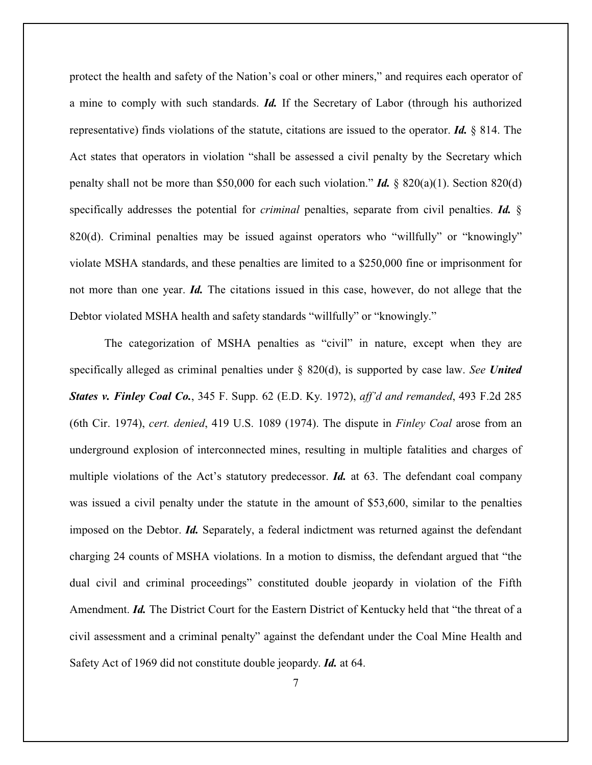protect the health and safety of the Nation's coal or other miners," and requires each operator of a mine to comply with such standards. ***Id.*** If the Secretary of Labor (through his authorized representative) finds violations of the statute, citations are issued to the operator. ***Id.*** § 814. The Act states that operators in violation "shall be assessed a civil penalty by the Secretary which penalty shall not be more than $50,000 for each such violation." ***Id.*** § 820(a)(1). Section 820(d) specifically addresses the potential for *criminal* penalties, separate from civil penalties. ***Id.*** § 820(d). Criminal penalties may be issued against operators who "willfully" or "knowingly" violate MSHA standards, and these penalties are limited to a $250,000 fine or imprisonment for not more than one year. ***Id.*** The citations issued in this case, however, do not allege that the Debtor violated MSHA health and safety standards "willfully" or "knowingly."

The categorization of MSHA penalties as "civil" in nature, except when they are specifically alleged as criminal penalties under § 820(d), is supported by case law. *See* ***United States v. Finley Coal Co.***, 345 F. Supp. 62 (E.D. Ky. 1972), *aff'd and remanded*, 493 F.2d 285 (6th Cir. 1974), *cert. denied*, 419 U.S. 1089 (1974). The dispute in *Finley Coal* arose from an underground explosion of interconnected mines, resulting in multiple fatalities and charges of multiple violations of the Act's statutory predecessor. ***Id.*** at 63. The defendant coal company was issued a civil penalty under the statute in the amount of $53,600, similar to the penalties imposed on the Debtor. ***Id.*** Separately, a federal indictment was returned against the defendant charging 24 counts of MSHA violations. In a motion to dismiss, the defendant argued that "the dual civil and criminal proceedings" constituted double jeopardy in violation of the Fifth Amendment. ***Id.*** The District Court for the Eastern District of Kentucky held that "the threat of a civil assessment and a criminal penalty" against the defendant under the Coal Mine Health and Safety Act of 1969 did not constitute double jeopardy. ***Id.*** at 64.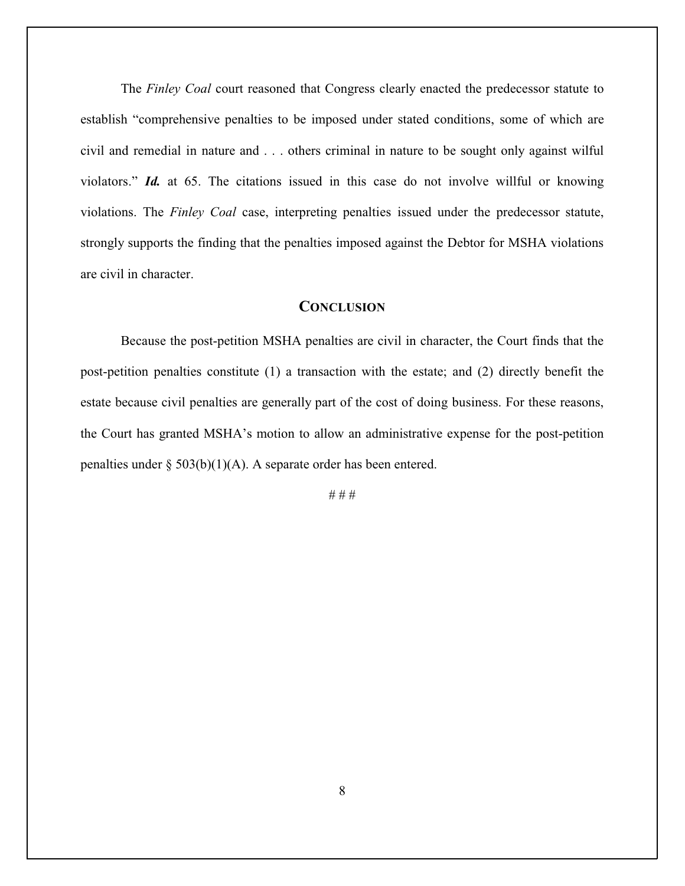The *Finley Coal* court reasoned that Congress clearly enacted the predecessor statute to establish "comprehensive penalties to be imposed under stated conditions, some of which are civil and remedial in nature and . . . others criminal in nature to be sought only against wilful violators." ***Id.*** at 65. The citations issued in this case do not involve willful or knowing violations. The *Finley Coal* case, interpreting penalties issued under the predecessor statute, strongly supports the finding that the penalties imposed against the Debtor for MSHA violations are civil in character.

## CONCLUSION

Because the post-petition MSHA penalties are civil in character, the Court finds that the post-petition penalties constitute (1) a transaction with the estate; and (2) directly benefit the estate because civil penalties are generally part of the cost of doing business. For these reasons, the Court has granted MSHA's motion to allow an administrative expense for the post-petition penalties under § 503(b)(1)(A). A separate order has been entered.

# # #